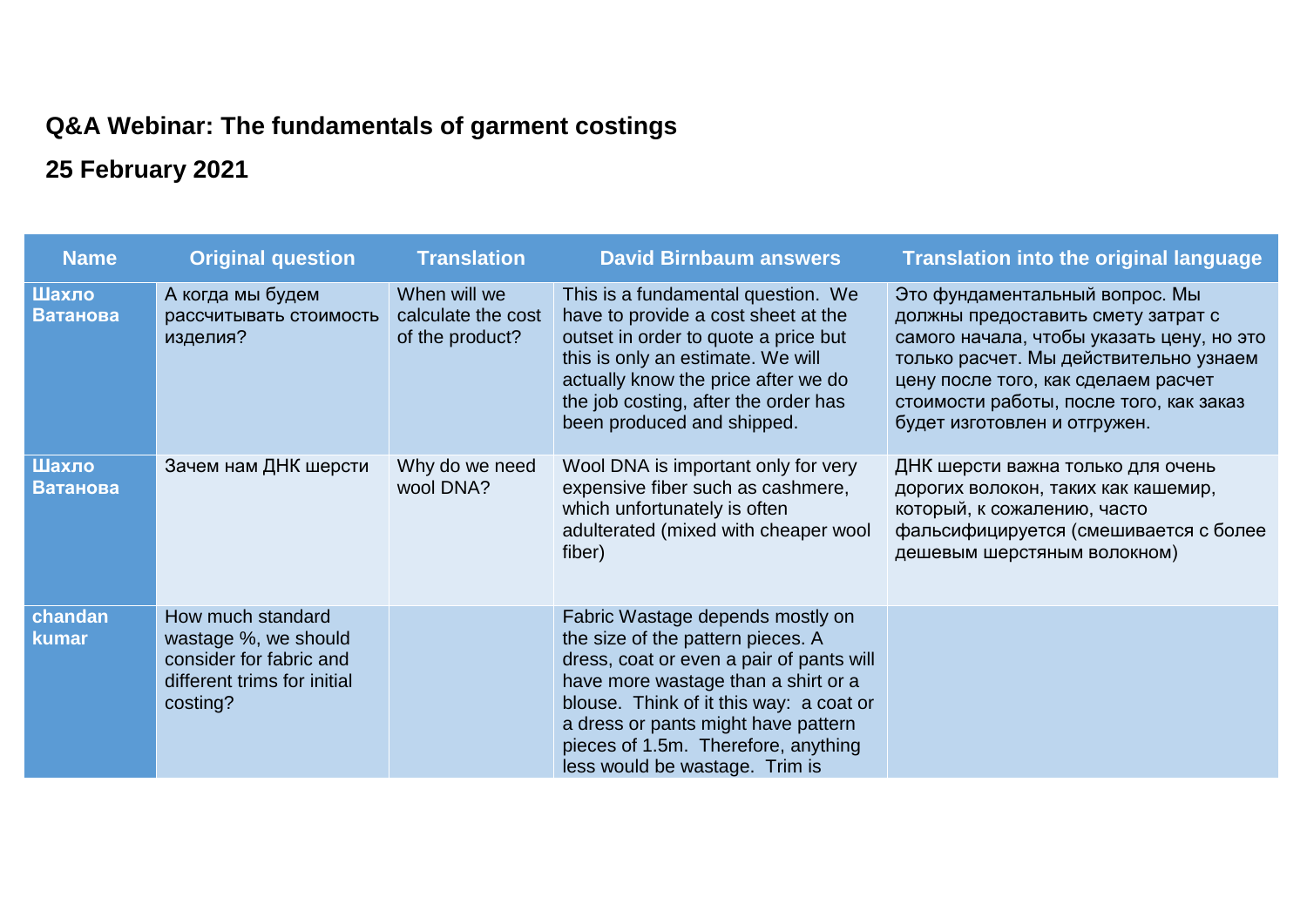## Q&A Webinar: The fundamentals of garment costings

## 25 February 2021

| Name | Original question | Translation | David Birnbaum answers | Translation into the original language |
|---|---|---|---|---|
| **Шахло Ватанова** | А когда мы будем рассчитывать стоимость изделия? | When will we calculate the cost of the product? | This is a fundamental question. We have to provide a cost sheet at the outset in order to quote a price but this is only an estimate. We will actually know the price after we do the job costing, after the order has been produced and shipped. | Это фундаментальный вопрос. Мы должны предоставить смету затрат с самого начала, чтобы указать цену, но это только расчет. Мы действительно узнаем цену после того, как сделаем расчет стоимости работы, после того, как заказ будет изготовлен и отгружен. |
| **Шахло Ватанова** | Зачем нам ДНК шерсти | Why do we need wool DNA? | Wool DNA is important only for very expensive fiber such as cashmere, which unfortunately is often adulterated (mixed with cheaper wool fiber) | ДНК шерсти важна только для очень дорогих волокон, таких как кашемир, который, к сожалению, часто фальсифицируется (смешивается с более дешевым шерстяным волокном) |
| **chandan kumar** | How much standard wastage %, we should consider for fabric and different trims for initial costing? | | Fabric Wastage depends mostly on the size of the pattern pieces. A dress, coat or even a pair of pants will have more wastage than a shirt or a blouse. Think of it this way: a coat or a dress or pants might have pattern pieces of 1.5m. Therefore, anything less would be wastage. Trim is | |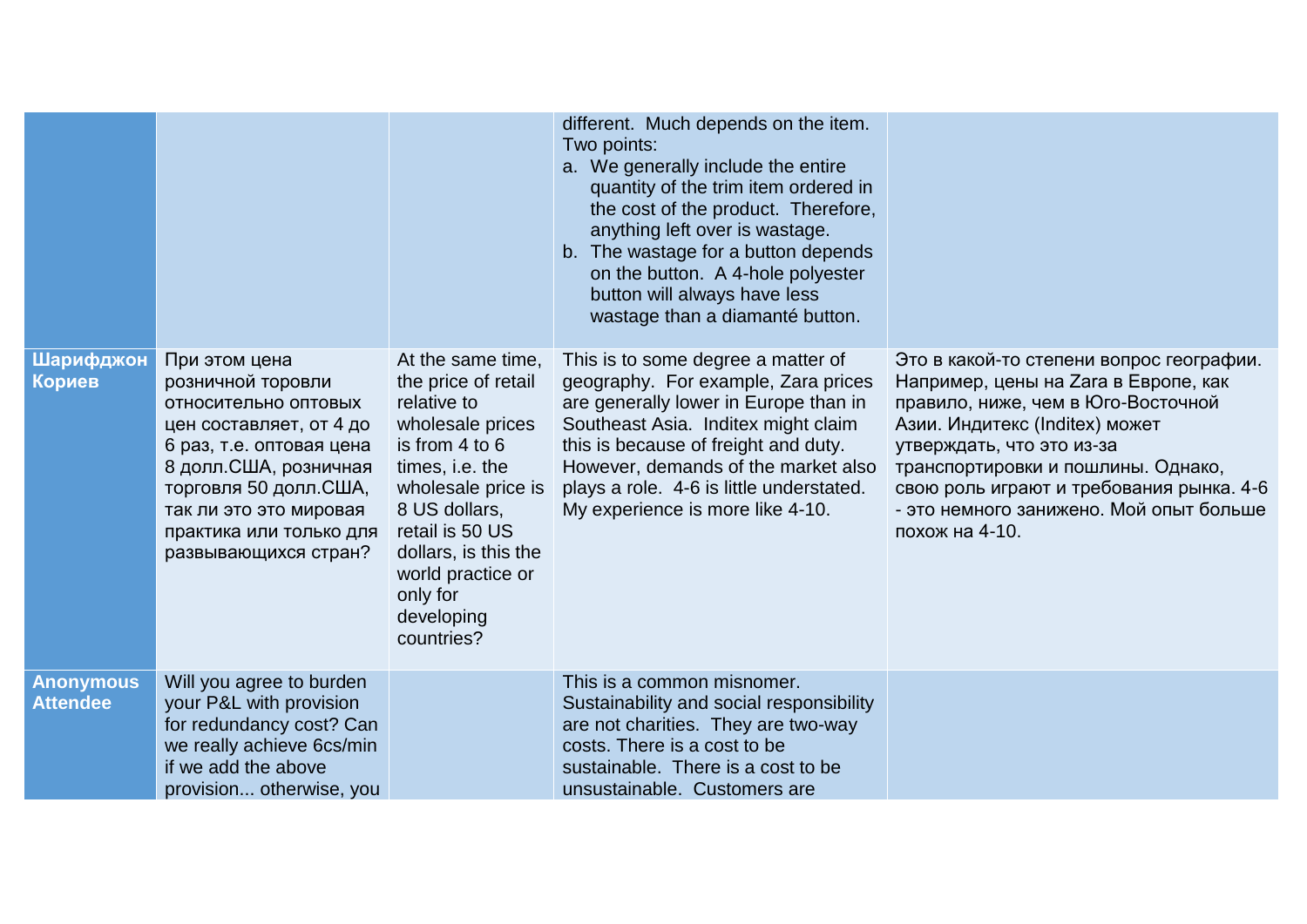| | | | | |
|---|---|---|---|---|
| | | | different. Much depends on the item. Two points:<br>a. We generally include the entire quantity of the trim item ordered in the cost of the product. Therefore, anything left over is wastage.<br>b. The wastage for a button depends on the button. A 4-hole polyester button will always have less wastage than a diamanté button. | |
| **Шарифджон Кориев** | При этом цена розничной торовли относительно оптовых цен составляет, от 4 до 6 раз, т.е. оптовая цена 8 долл.США, розничная торговля 50 долл.США, так ли это это мировая практика или только для развывающихся стран? | At the same time, the price of retail relative to wholesale prices is from 4 to 6 times, i.e. the wholesale price is 8 US dollars, retail is 50 US dollars, is this the world practice or only for developing countries? | This is to some degree a matter of geography. For example, Zara prices are generally lower in Europe than in Southeast Asia. Inditex might claim this is because of freight and duty. However, demands of the market also plays a role. 4-6 is little understated. My experience is more like 4-10. | Это в какой-то степени вопрос географии. Например, цены на Zara в Европе, как правило, ниже, чем в Юго-Восточной Азии. Индитекс (Inditex) может утверждать, что это из-за транспортировки и пошлины. Однако, свою роль играют и требования рынка. 4-6 - это немного занижено. Мой опыт больше похож на 4-10. |
| **Anonymous Attendee** | Will you agree to burden your P&L with provision for redundancy cost? Can we really achieve 6cs/min if we add the above provision... otherwise, you | | This is a common misnomer. Sustainability and social responsibility are not charities. They are two-way costs. There is a cost to be sustainable. There is a cost to be unsustainable. Customers are | |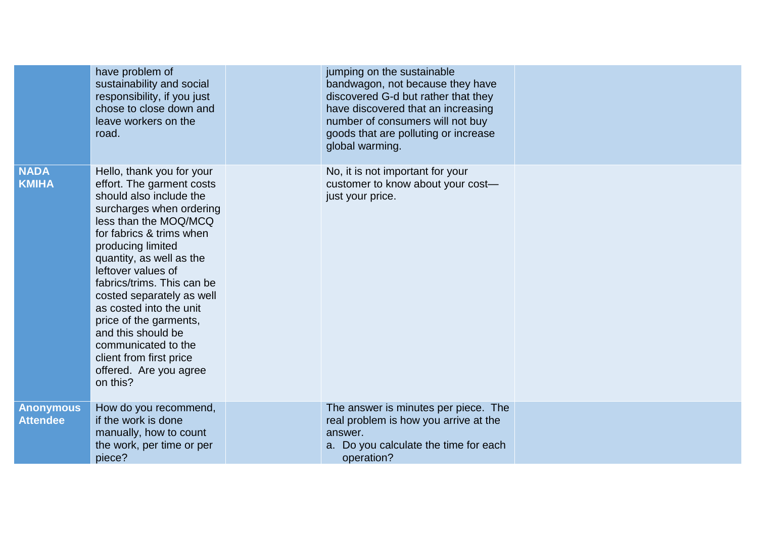| | | | | |
|---|---|---|---|---|
| | have problem of sustainability and social responsibility, if you just chose to close down and leave workers on the road. | | jumping on the sustainable bandwagon, not because they have discovered G-d but rather that they have discovered that an increasing number of consumers will not buy goods that are polluting or increase global warming. | |
| **NADA KMIHA** | Hello, thank you for your effort. The garment costs should also include the surcharges when ordering less than the MOQ/MCQ for fabrics & trims when producing limited quantity, as well as the leftover values of fabrics/trims. This can be costed separately as well as costed into the unit price of the garments, and this should be communicated to the client from first price offered. Are you agree on this? | | No, it is not important for your customer to know about your cost—just your price. | |
| **Anonymous Attendee** | How do you recommend, if the work is done manually, how to count the work, per time or per piece? | | The answer is minutes per piece. The real problem is how you arrive at the answer.<br>a. Do you calculate the time for each operation? | |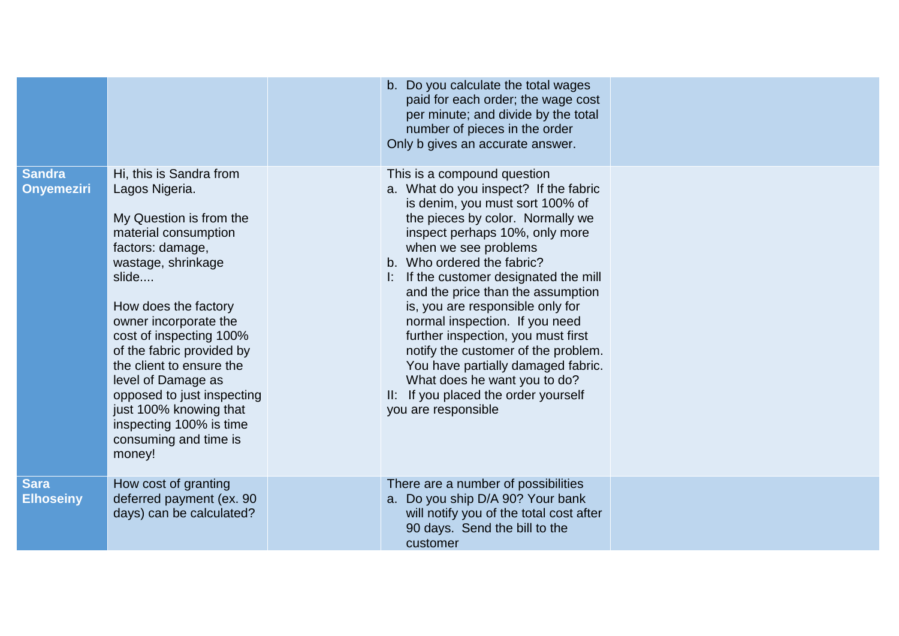|  |  |  |  |  |
|---|---|---|---|---|
|  |  |  | b. Do you calculate the total wages paid for each order; the wage cost per minute; and divide by the total number of pieces in the order<br>Only b gives an accurate answer. |  |
| **Sandra Onyemeziri** | Hi, this is Sandra from Lagos Nigeria.<br><br>My Question is from the material consumption factors: damage, wastage, shrinkage slide....<br><br>How does the factory owner incorporate the cost of inspecting 100% of the fabric provided by the client to ensure the level of Damage as opposed to just inspecting just 100% knowing that inspecting 100% is time consuming and time is money! |  | This is a compound question<br>a. What do you inspect? If the fabric is denim, you must sort 100% of the pieces by color. Normally we inspect perhaps 10%, only more when we see problems<br>b. Who ordered the fabric?<br>I: If the customer designated the mill and the price than the assumption is, you are responsible only for normal inspection. If you need further inspection, you must first notify the customer of the problem. You have partially damaged fabric. What does he want you to do?<br>II: If you placed the order yourself you are responsible |  |
| **Sara Elhoseiny** | How cost of granting deferred payment (ex. 90 days) can be calculated? |  | There are a number of possibilities<br>a. Do you ship D/A 90? Your bank will notify you of the total cost after 90 days. Send the bill to the customer |  |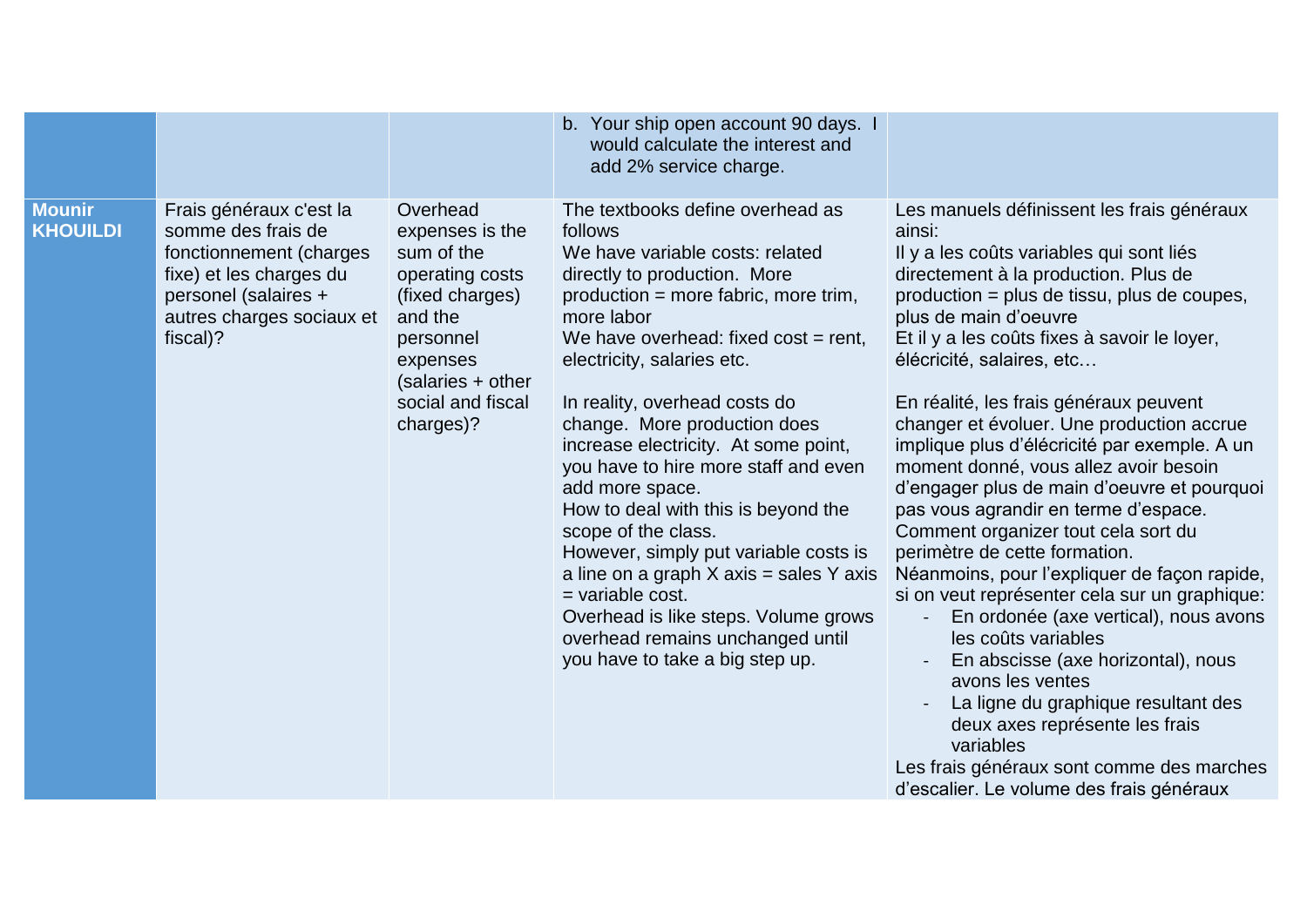| | | | | |
|---|---|---|---|---|
| | | | b. Your ship open account 90 days. I would calculate the interest and add 2% service charge. | |
| **Mounir KHOUILDI** | Frais généraux c'est la somme des frais de fonctionnement (charges fixe) et les charges du personel (salaires + autres charges sociaux et fiscal)? | Overhead expenses is the sum of the operating costs (fixed charges) and the personnel expenses (salaries + other social and fiscal charges)? | The textbooks define overhead as follows<br>We have variable costs: related directly to production. More production = more fabric, more trim, more labor<br>We have overhead: fixed cost = rent, electricity, salaries etc.<br><br>In reality, overhead costs do change. More production does increase electricity. At some point, you have to hire more staff and even add more space.<br>How to deal with this is beyond the scope of the class.<br>However, simply put variable costs is a line on a graph X axis = sales Y axis = variable cost.<br>Overhead is like steps. Volume grows overhead remains unchanged until you have to take a big step up. | Les manuels définissent les frais généraux ainsi:<br>Il y a les coûts variables qui sont liés directement à la production. Plus de production = plus de tissu, plus de coupes, plus de main d'oeuvre<br>Et il y a les coûts fixes à savoir le loyer, élécricité, salaires, etc…<br><br>En réalité, les frais généraux peuvent changer et évoluer. Une production accrue implique plus d'élécricité par exemple. A un moment donné, vous allez avoir besoin d'engager plus de main d'oeuvre et pourquoi pas vous agrandir en terme d'espace.<br>Comment organizer tout cela sort du perimètre de cette formation.<br>Néanmoins, pour l'expliquer de façon rapide, si on veut représenter cela sur un graphique:<br>- En ordonée (axe vertical), nous avons les coûts variables<br>- En abscisse (axe horizontal), nous avons les ventes<br>- La ligne du graphique resultant des deux axes représente les frais variables<br>Les frais généraux sont comme des marches d'escalier. Le volume des frais généraux |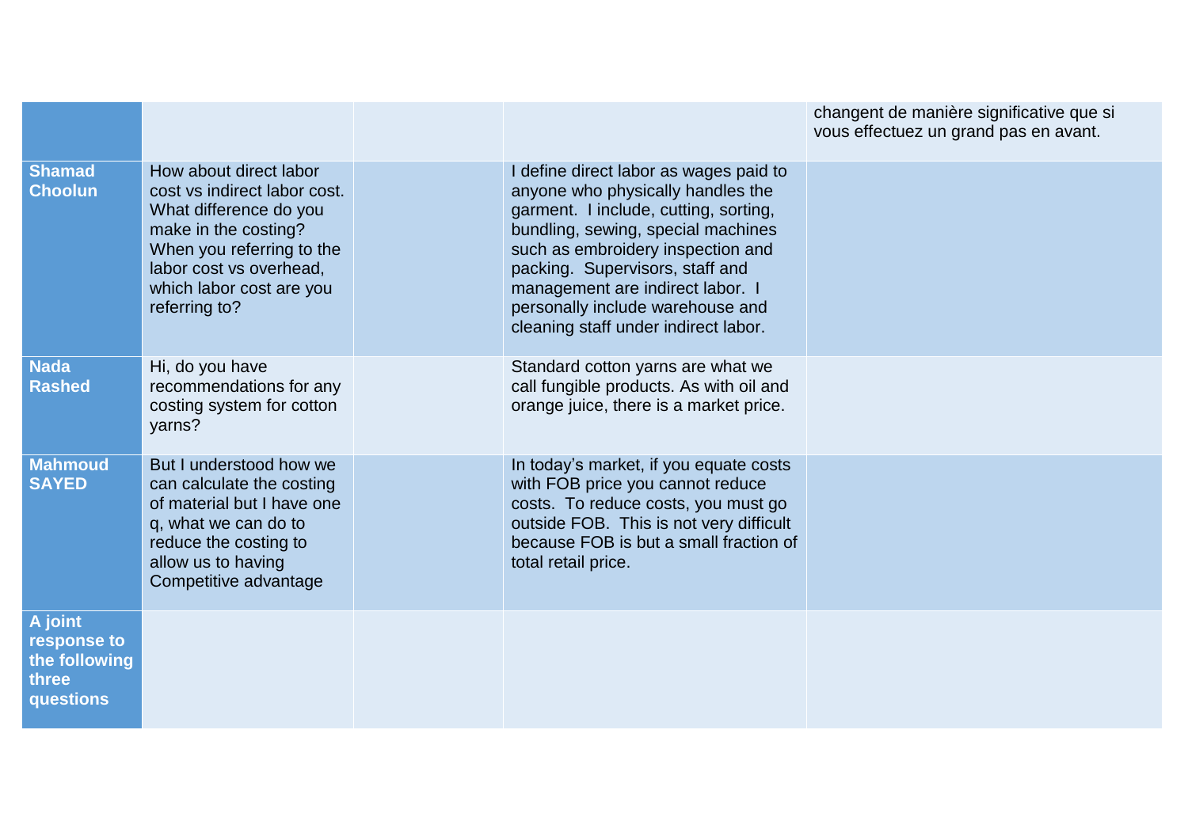| | | | | |
|---|---|---|---|---|
| | | | | changent de manière significative que si vous effectuez un grand pas en avant. |
| **Shamad Choolun** | How about direct labor cost vs indirect labor cost. What difference do you make in the costing? When you referring to the labor cost vs overhead, which labor cost are you referring to? | | I define direct labor as wages paid to anyone who physically handles the garment. I include, cutting, sorting, bundling, sewing, special machines such as embroidery inspection and packing. Supervisors, staff and management are indirect labor. I personally include warehouse and cleaning staff under indirect labor. | |
| **Nada Rashed** | Hi, do you have recommendations for any costing system for cotton yarns? | | Standard cotton yarns are what we call fungible products. As with oil and orange juice, there is a market price. | |
| **Mahmoud SAYED** | But I understood how we can calculate the costing of material but I have one q, what we can do to reduce the costing to allow us to having Competitive advantage | | In today's market, if you equate costs with FOB price you cannot reduce costs. To reduce costs, you must go outside FOB. This is not very difficult because FOB is but a small fraction of total retail price. | |
| **A joint response to the following three questions** | | | | |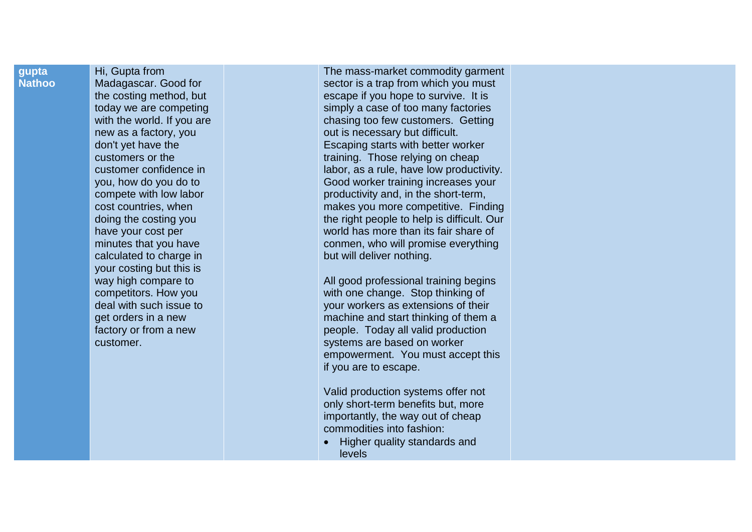| | | | | |
|---|---|---|---|---|
| **gupta Nathoo** | Hi, Gupta from Madagascar. Good for the costing method, but today we are competing with the world. If you are new as a factory, you don't yet have the customers or the customer confidence in you, how do you do to compete with low labor cost countries, when doing the costing you have your cost per minutes that you have calculated to charge in your costing but this is way high compare to competitors. How you deal with such issue to get orders in a new factory or from a new customer. | | The mass-market commodity garment sector is a trap from which you must escape if you hope to survive. It is simply a case of too many factories chasing too few customers. Getting out is necessary but difficult. Escaping starts with better worker training. Those relying on cheap labor, as a rule, have low productivity. Good worker training increases your productivity and, in the short-term, makes you more competitive. Finding the right people to help is difficult. Our world has more than its fair share of conmen, who will promise everything but will deliver nothing.<br><br>All good professional training begins with one change. Stop thinking of your workers as extensions of their machine and start thinking of them a people. Today all valid production systems are based on worker empowerment. You must accept this if you are to escape.<br><br>Valid production systems offer not only short-term benefits but, more importantly, the way out of cheap commodities into fashion:<br>• Higher quality standards and levels | |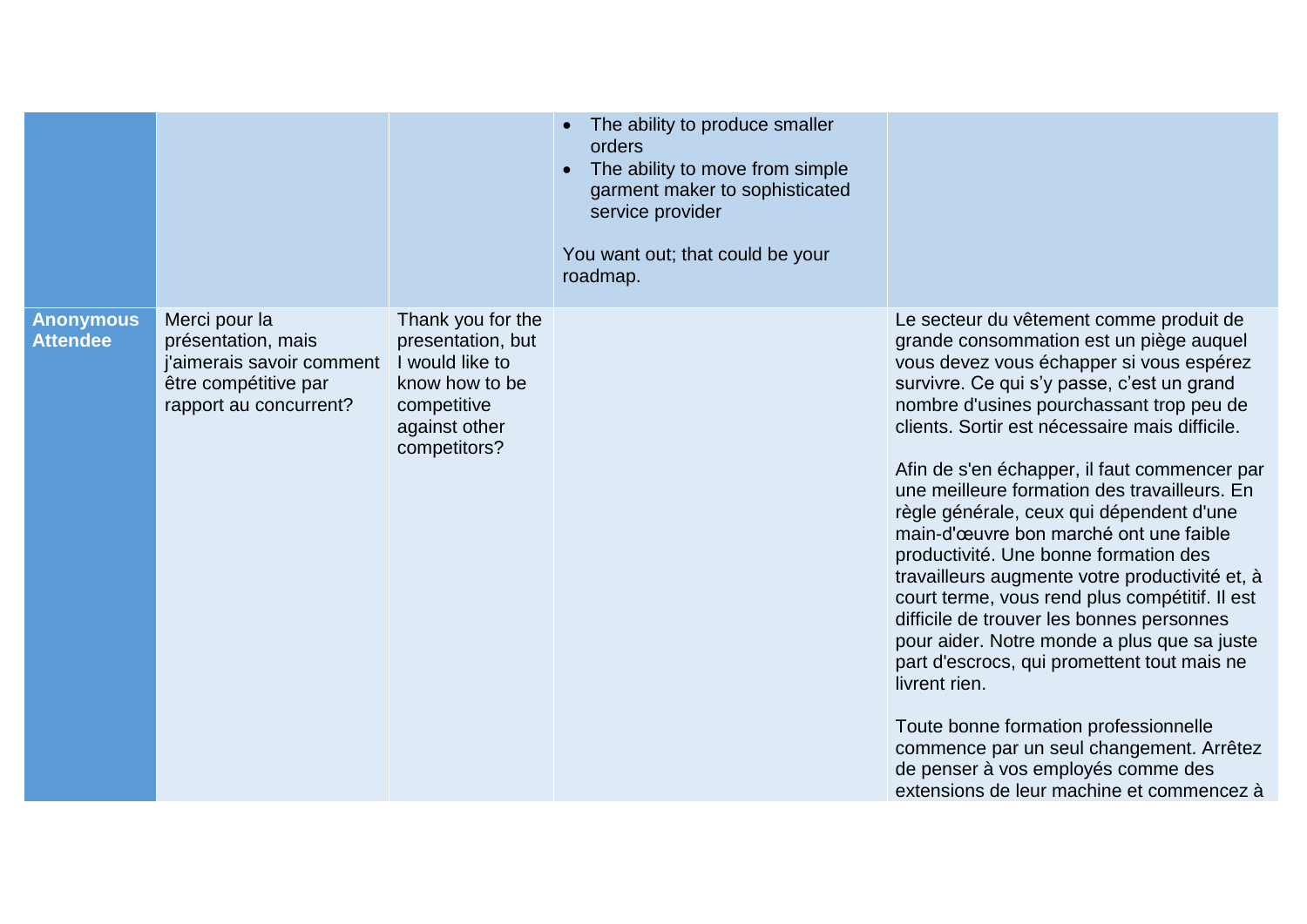| | | | | |
|---|---|---|---|---|
| | | | • The ability to produce smaller orders<br>• The ability to move from simple garment maker to sophisticated service provider<br><br>You want out; that could be your roadmap. | |
| **Anonymous Attendee** | Merci pour la présentation, mais j'aimerais savoir comment être compétitive par rapport au concurrent? | Thank you for the presentation, but I would like to know how to be competitive against other competitors? | | Le secteur du vêtement comme produit de grande consommation est un piège auquel vous devez vous échapper si vous espérez survivre. Ce qui s'y passe, c'est un grand nombre d'usines pourchassant trop peu de clients. Sortir est nécessaire mais difficile.<br><br>Afin de s'en échapper, il faut commencer par une meilleure formation des travailleurs. En règle générale, ceux qui dépendent d'une main-d'œuvre bon marché ont une faible productivité. Une bonne formation des travailleurs augmente votre productivité et, à court terme, vous rend plus compétitif. Il est difficile de trouver les bonnes personnes pour aider. Notre monde a plus que sa juste part d'escrocs, qui promettent tout mais ne livrent rien.<br><br>Toute bonne formation professionnelle commence par un seul changement. Arrêtez de penser à vos employés comme des extensions de leur machine et commencez à |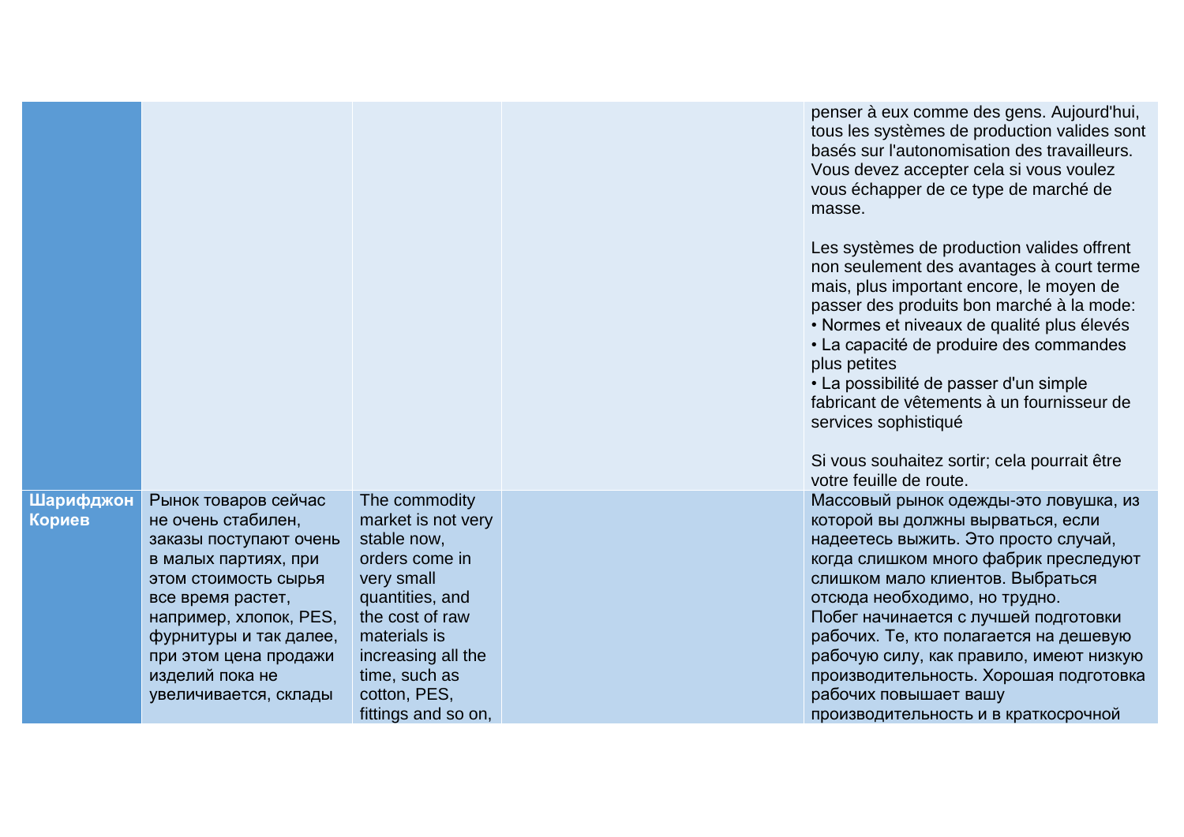| | | | | |
|---|---|---|---|---|
| | | | | penser à eux comme des gens. Aujourd'hui, tous les systèmes de production valides sont basés sur l'autonomisation des travailleurs. Vous devez accepter cela si vous voulez vous échapper de ce type de marché de masse.<br><br>Les systèmes de production valides offrent non seulement des avantages à court terme mais, plus important encore, le moyen de passer des produits bon marché à la mode:<br>• Normes et niveaux de qualité plus élevés<br>• La capacité de produire des commandes plus petites<br>• La possibilité de passer d'un simple fabricant de vêtements à un fournisseur de services sophistiqué<br><br>Si vous souhaitez sortir; cela pourrait être votre feuille de route. |
| **Шарифджон Кориев** | Рынок товаров сейчас не очень стабилен, заказы поступают очень в малых партиях, при этом стоимость сырья все время растет, например, хлопок, PES, фурнитуры и так далее, при этом цена продажи изделий пока не увеличивается, склады | The commodity market is not very stable now, orders come in very small quantities, and the cost of raw materials is increasing all the time, such as cotton, PES, fittings and so on, | | Массовый рынок одежды-это ловушка, из которой вы должны вырваться, если надеетесь выжить. Это просто случай, когда слишком много фабрик преследуют слишком мало клиентов. Выбраться отсюда необходимо, но трудно.<br>Побег начинается с лучшей подготовки рабочих. Те, кто полагается на дешевую рабочую силу, как правило, имеют низкую производительность. Хорошая подготовка рабочих повышает вашу производительность и в краткосрочной |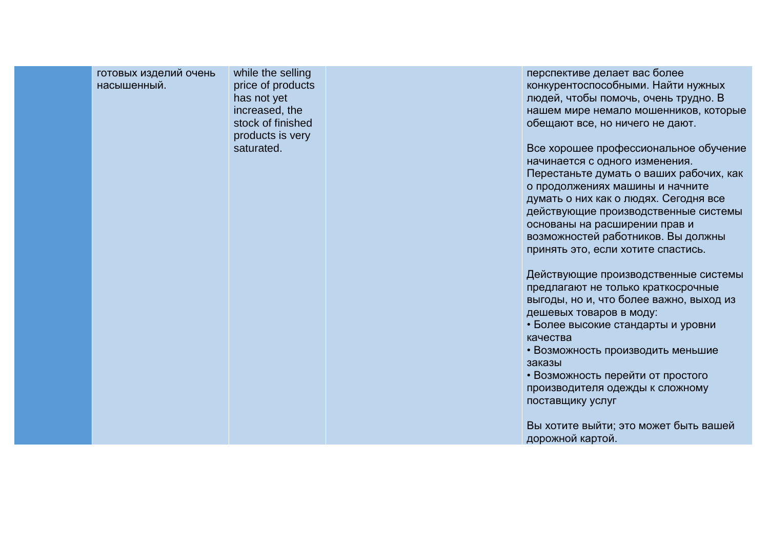| | | | | |
|---|---|---|---|---|
| | готовых изделий очень насышенный. | while the selling price of products has not yet increased, the stock of finished products is very saturated. | | перспективе делает вас более конкурентоспособными. Найти нужных людей, чтобы помочь, очень трудно. В нашем мире немало мошенников, которые обещают все, но ничего не дают.<br><br>Все хорошее профессиональное обучение начинается с одного изменения. Перестаньте думать о ваших рабочих, как о продолжениях машины и начните думать о них как о людях. Сегодня все действующие производственные системы основаны на расширении прав и возможностей работников. Вы должны принять это, если хотите спастись.<br><br>Действующие производственные системы предлагают не только краткосрочные выгоды, но и, что более важно, выход из дешевых товаров в моду:<br>• Более высокие стандарты и уровни качества<br>• Возможность производить меньшие заказы<br>• Возможность перейти от простого производителя одежды к сложному поставщику услуг<br><br>Вы хотите выйти; это может быть вашей дорожной картой. |